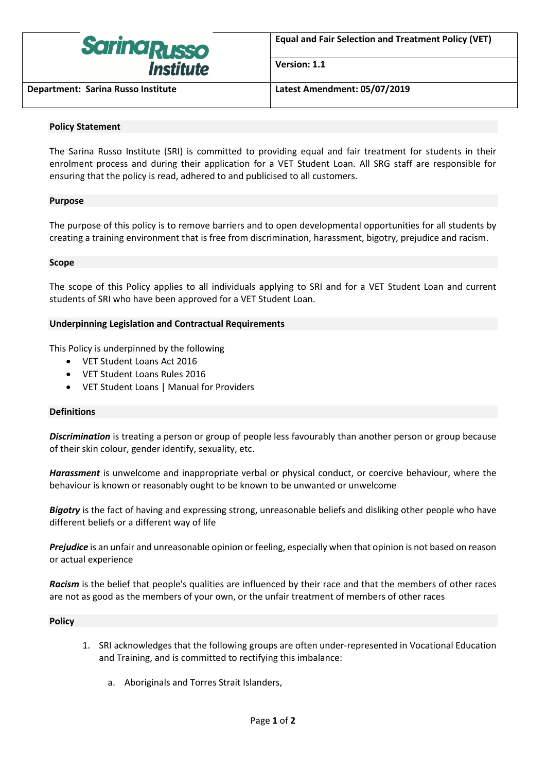| Sarina Russo Institute | Equal and Fair Selection and Treatment Policy (VET) |
| --- | --- |
| | Version: 1.1 |
| Department: Sarina Russo Institute | Latest Amendment: 05/07/2019 |

## Policy Statement

The Sarina Russo Institute (SRI) is committed to providing equal and fair treatment for students in their enrolment process and during their application for a VET Student Loan. All SRG staff are responsible for ensuring that the policy is read, adhered to and publicised to all customers.

## Purpose

The purpose of this policy is to remove barriers and to open developmental opportunities for all students by creating a training environment that is free from discrimination, harassment, bigotry, prejudice and racism.

## Scope

The scope of this Policy applies to all individuals applying to SRI and for a VET Student Loan and current students of SRI who have been approved for a VET Student Loan.

## Underpinning Legislation and Contractual Requirements

This Policy is underpinned by the following

- VET Student Loans Act 2016
- VET Student Loans Rules 2016
- VET Student Loans | Manual for Providers

## Definitions

***Discrimination*** is treating a person or group of people less favourably than another person or group because of their skin colour, gender identify, sexuality, etc.

***Harassment*** is unwelcome and inappropriate verbal or physical conduct, or coercive behaviour, where the behaviour is known or reasonably ought to be known to be unwanted or unwelcome

***Bigotry*** is the fact of having and expressing strong, unreasonable beliefs and disliking other people who have different beliefs or a different way of life

***Prejudice*** is an unfair and unreasonable opinion or feeling, especially when that opinion is not based on reason or actual experience

***Racism*** is the belief that people's qualities are influenced by their race and that the members of other races are not as good as the members of your own, or the unfair treatment of members of other races

## Policy

1. SRI acknowledges that the following groups are often under-represented in Vocational Education and Training, and is committed to rectifying this imbalance:

    a. Aboriginals and Torres Strait Islanders,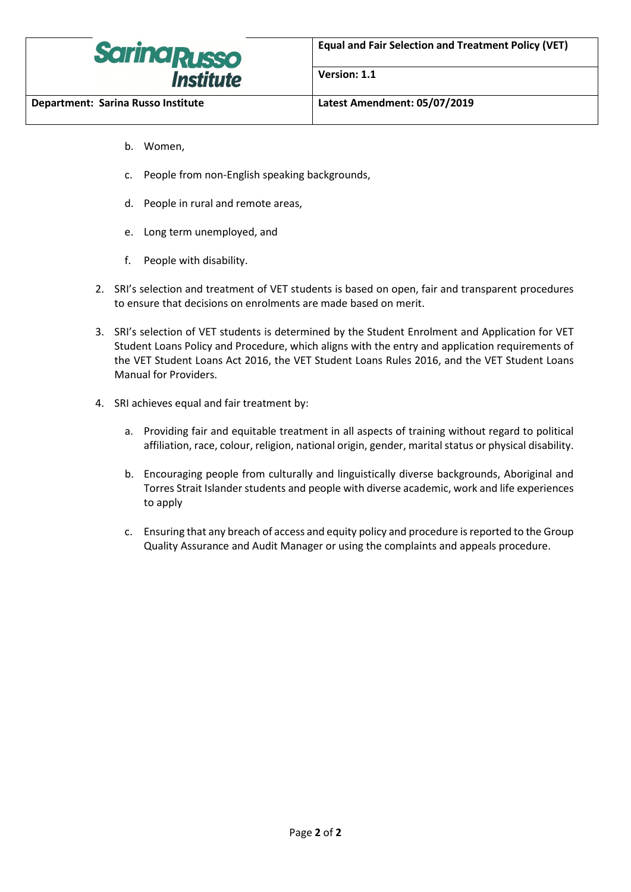b. Women,

c. People from non-English speaking backgrounds,

d. People in rural and remote areas,

e. Long term unemployed, and

f. People with disability.

2. SRI's selection and treatment of VET students is based on open, fair and transparent procedures to ensure that decisions on enrolments are made based on merit.

3. SRI's selection of VET students is determined by the Student Enrolment and Application for VET Student Loans Policy and Procedure, which aligns with the entry and application requirements of the VET Student Loans Act 2016, the VET Student Loans Rules 2016, and the VET Student Loans Manual for Providers.

4. SRI achieves equal and fair treatment by:

   a. Providing fair and equitable treatment in all aspects of training without regard to political affiliation, race, colour, religion, national origin, gender, marital status or physical disability.

   b. Encouraging people from culturally and linguistically diverse backgrounds, Aboriginal and Torres Strait Islander students and people with diverse academic, work and life experiences to apply

   c. Ensuring that any breach of access and equity policy and procedure is reported to the Group Quality Assurance and Audit Manager or using the complaints and appeals procedure.